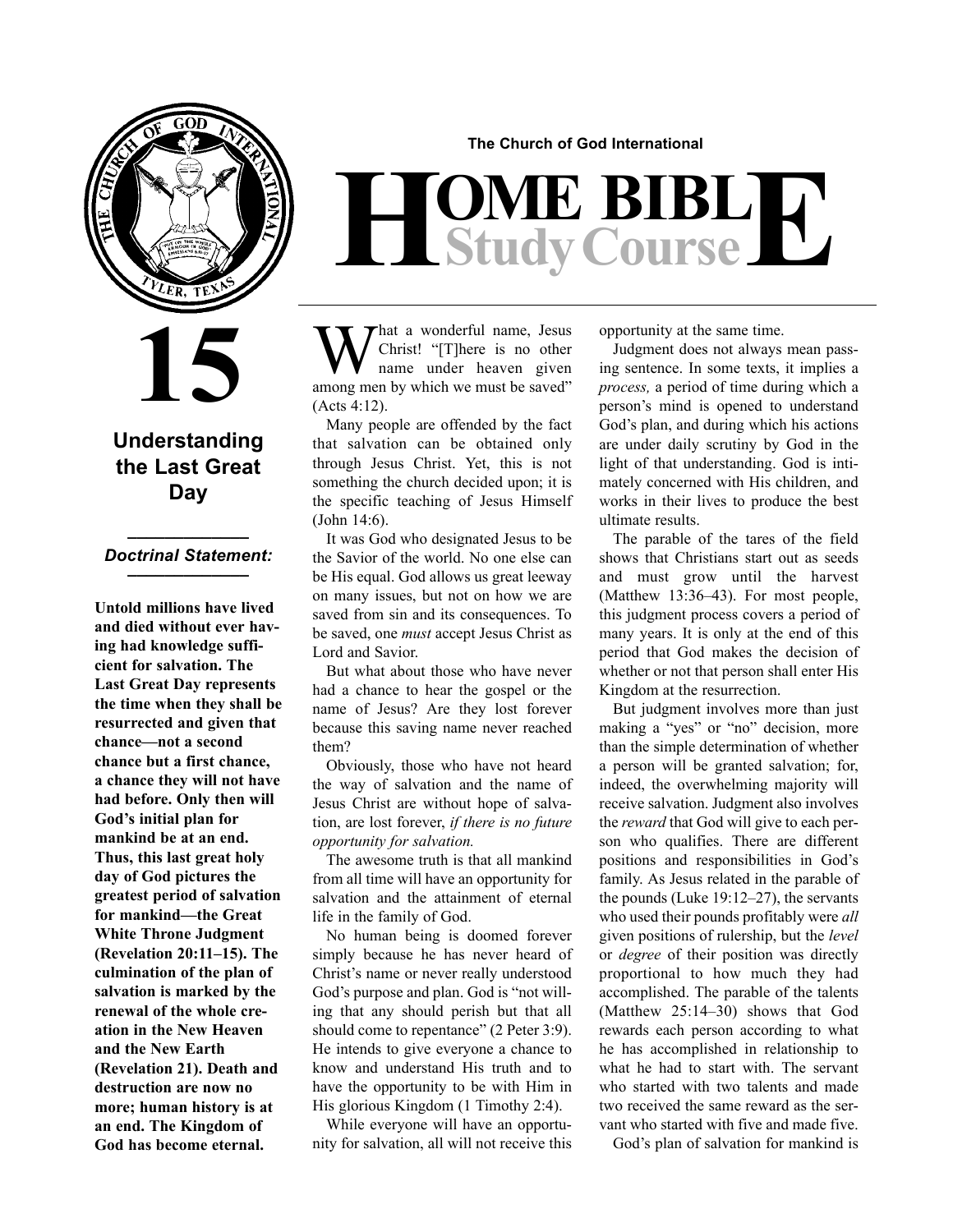The Church of God International

# HOME BIBLE Study Course

# 15

## Understanding the Last Great Day

***Doctrinal Statement:***

**Untold millions have lived and died without ever having had knowledge sufficient for salvation. The Last Great Day represents the time when they shall be resurrected and given that chance—not a second chance but a first chance, a chance they will not have had before. Only then will God's initial plan for mankind be at an end. Thus, this last great holy day of God pictures the greatest period of salvation for mankind—the Great White Throne Judgment (Revelation 20:11–15). The culmination of the plan of salvation is marked by the renewal of the whole creation in the New Heaven and the New Earth (Revelation 21). Death and destruction are now no more; human history is at an end. The Kingdom of God has become eternal.**

What a wonderful name, Jesus Christ! "[T]here is no other name under heaven given among men by which we must be saved" (Acts 4:12).

Many people are offended by the fact that salvation can be obtained only through Jesus Christ. Yet, this is not something the church decided upon; it is the specific teaching of Jesus Himself (John 14:6).

It was God who designated Jesus to be the Savior of the world. No one else can be His equal. God allows us great leeway on many issues, but not on how we are saved from sin and its consequences. To be saved, one *must* accept Jesus Christ as Lord and Savior.

But what about those who have never had a chance to hear the gospel or the name of Jesus? Are they lost forever because this saving name never reached them?

Obviously, those who have not heard the way of salvation and the name of Jesus Christ are without hope of salvation, are lost forever, *if there is no future opportunity for salvation.*

The awesome truth is that all mankind from all time will have an opportunity for salvation and the attainment of eternal life in the family of God.

No human being is doomed forever simply because he has never heard of Christ's name or never really understood God's purpose and plan. God is "not willing that any should perish but that all should come to repentance" (2 Peter 3:9). He intends to give everyone a chance to know and understand His truth and to have the opportunity to be with Him in His glorious Kingdom (1 Timothy 2:4).

While everyone will have an opportunity for salvation, all will not receive this opportunity at the same time.

Judgment does not always mean passing sentence. In some texts, it implies a *process,* a period of time during which a person's mind is opened to understand God's plan, and during which his actions are under daily scrutiny by God in the light of that understanding. God is intimately concerned with His children, and works in their lives to produce the best ultimate results.

The parable of the tares of the field shows that Christians start out as seeds and must grow until the harvest (Matthew 13:36–43). For most people, this judgment process covers a period of many years. It is only at the end of this period that God makes the decision of whether or not that person shall enter His Kingdom at the resurrection.

But judgment involves more than just making a "yes" or "no" decision, more than the simple determination of whether a person will be granted salvation; for, indeed, the overwhelming majority will receive salvation. Judgment also involves the *reward* that God will give to each person who qualifies. There are different positions and responsibilities in God's family. As Jesus related in the parable of the pounds (Luke 19:12–27), the servants who used their pounds profitably were *all* given positions of rulership, but the *level* or *degree* of their position was directly proportional to how much they had accomplished. The parable of the talents (Matthew 25:14–30) shows that God rewards each person according to what he has accomplished in relationship to what he had to start with. The servant who started with two talents and made two received the same reward as the servant who started with five and made five.

God's plan of salvation for mankind is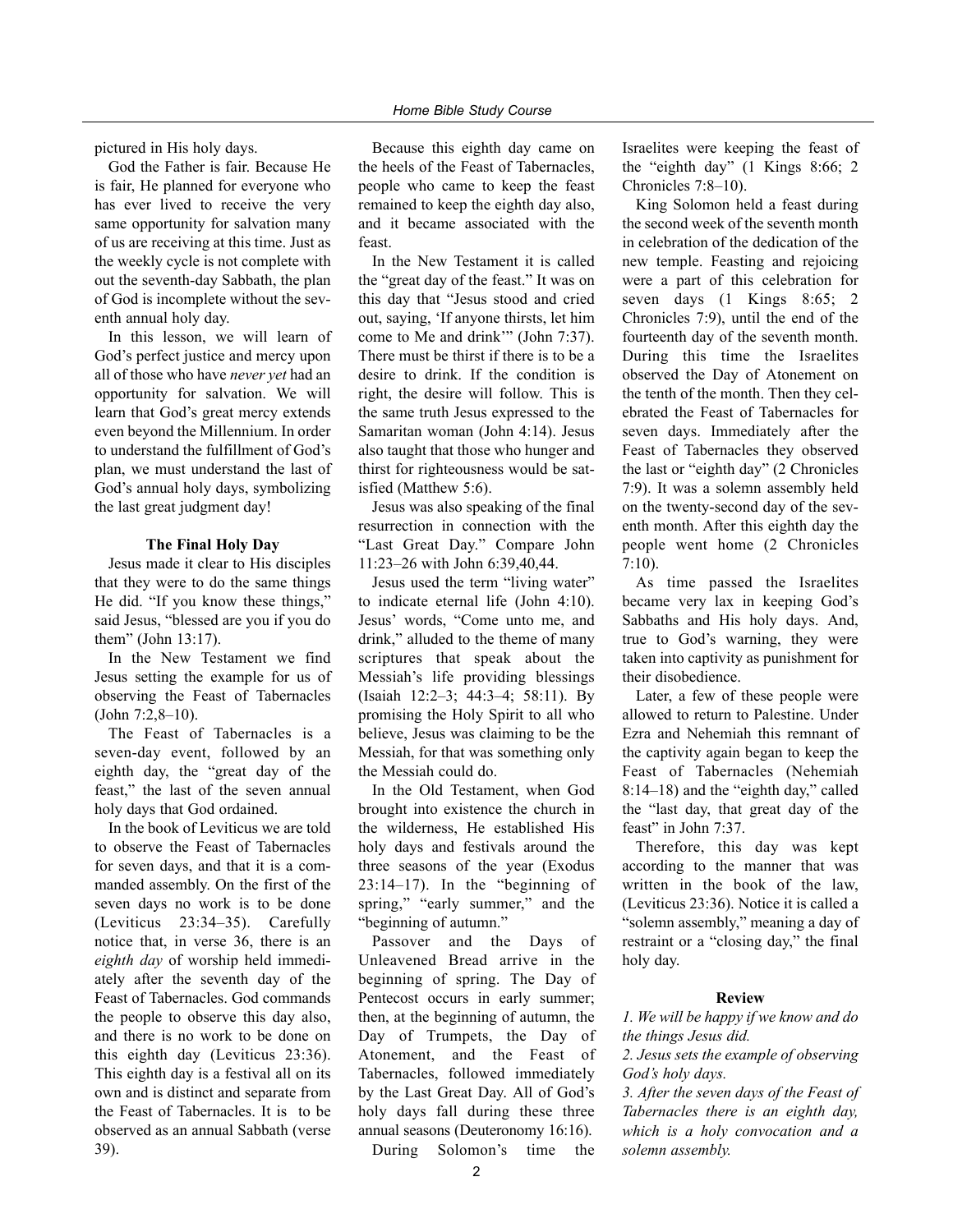pictured in His holy days.

God the Father is fair. Because He is fair, He planned for everyone who has ever lived to receive the very same opportunity for salvation many of us are receiving at this time. Just as the weekly cycle is not complete without the seventh-day Sabbath, the plan of God is incomplete without the seventh annual holy day.

In this lesson, we will learn of God's perfect justice and mercy upon all of those who have *never yet* had an opportunity for salvation. We will learn that God's great mercy extends even beyond the Millennium. In order to understand the fulfillment of God's plan, we must understand the last of God's annual holy days, symbolizing the last great judgment day!

**The Final Holy Day**

Jesus made it clear to His disciples that they were to do the same things He did. "If you know these things," said Jesus, "blessed are you if you do them" (John 13:17).

In the New Testament we find Jesus setting the example for us of observing the Feast of Tabernacles (John 7:2,8–10).

The Feast of Tabernacles is a seven-day event, followed by an eighth day, the "great day of the feast," the last of the seven annual holy days that God ordained.

In the book of Leviticus we are told to observe the Feast of Tabernacles for seven days, and that it is a commanded assembly. On the first of the seven days no work is to be done (Leviticus 23:34–35). Carefully notice that, in verse 36, there is an *eighth day* of worship held immediately after the seventh day of the Feast of Tabernacles. God commands the people to observe this day also, and there is no work to be done on this eighth day (Leviticus 23:36). This eighth day is a festival all on its own and is distinct and separate from the Feast of Tabernacles. It is to be observed as an annual Sabbath (verse 39).

Because this eighth day came on the heels of the Feast of Tabernacles, people who came to keep the feast remained to keep the eighth day also, and it became associated with the feast.

In the New Testament it is called the "great day of the feast." It was on this day that "Jesus stood and cried out, saying, 'If anyone thirsts, let him come to Me and drink'" (John 7:37). There must be thirst if there is to be a desire to drink. If the condition is right, the desire will follow. This is the same truth Jesus expressed to the Samaritan woman (John 4:14). Jesus also taught that those who hunger and thirst for righteousness would be satisfied (Matthew 5:6).

Jesus was also speaking of the final resurrection in connection with the "Last Great Day." Compare John 11:23–26 with John 6:39,40,44.

Jesus used the term "living water" to indicate eternal life (John 4:10). Jesus' words, "Come unto me, and drink," alluded to the theme of many scriptures that speak about the Messiah's life providing blessings (Isaiah 12:2–3; 44:3–4; 58:11). By promising the Holy Spirit to all who believe, Jesus was claiming to be the Messiah, for that was something only the Messiah could do.

In the Old Testament, when God brought into existence the church in the wilderness, He established His holy days and festivals around the three seasons of the year (Exodus 23:14–17). In the "beginning of spring," "early summer," and the "beginning of autumn."

Passover and the Days of Unleavened Bread arrive in the beginning of spring. The Day of Pentecost occurs in early summer; then, at the beginning of autumn, the Day of Trumpets, the Day of Atonement, and the Feast of Tabernacles, followed immediately by the Last Great Day. All of God's holy days fall during these three annual seasons (Deuteronomy 16:16).

During Solomon's time the Israelites were keeping the feast of the "eighth day" (1 Kings 8:66; 2 Chronicles 7:8–10).

King Solomon held a feast during the second week of the seventh month in celebration of the dedication of the new temple. Feasting and rejoicing were a part of this celebration for seven days (1 Kings 8:65; 2 Chronicles 7:9), until the end of the fourteenth day of the seventh month. During this time the Israelites observed the Day of Atonement on the tenth of the month. Then they celebrated the Feast of Tabernacles for seven days. Immediately after the Feast of Tabernacles they observed the last or "eighth day" (2 Chronicles 7:9). It was a solemn assembly held on the twenty-second day of the seventh month. After this eighth day the people went home (2 Chronicles 7:10).

As time passed the Israelites became very lax in keeping God's Sabbaths and His holy days. And, true to God's warning, they were taken into captivity as punishment for their disobedience.

Later, a few of these people were allowed to return to Palestine. Under Ezra and Nehemiah this remnant of the captivity again began to keep the Feast of Tabernacles (Nehemiah 8:14–18) and the "eighth day," called the "last day, that great day of the feast" in John 7:37.

Therefore, this day was kept according to the manner that was written in the book of the law, (Leviticus 23:36). Notice it is called a "solemn assembly," meaning a day of restraint or a "closing day," the final holy day.

**Review**

*1. We will be happy if we know and do the things Jesus did.*

*2. Jesus sets the example of observing God's holy days.*

*3. After the seven days of the Feast of Tabernacles there is an eighth day, which is a holy convocation and a solemn assembly.*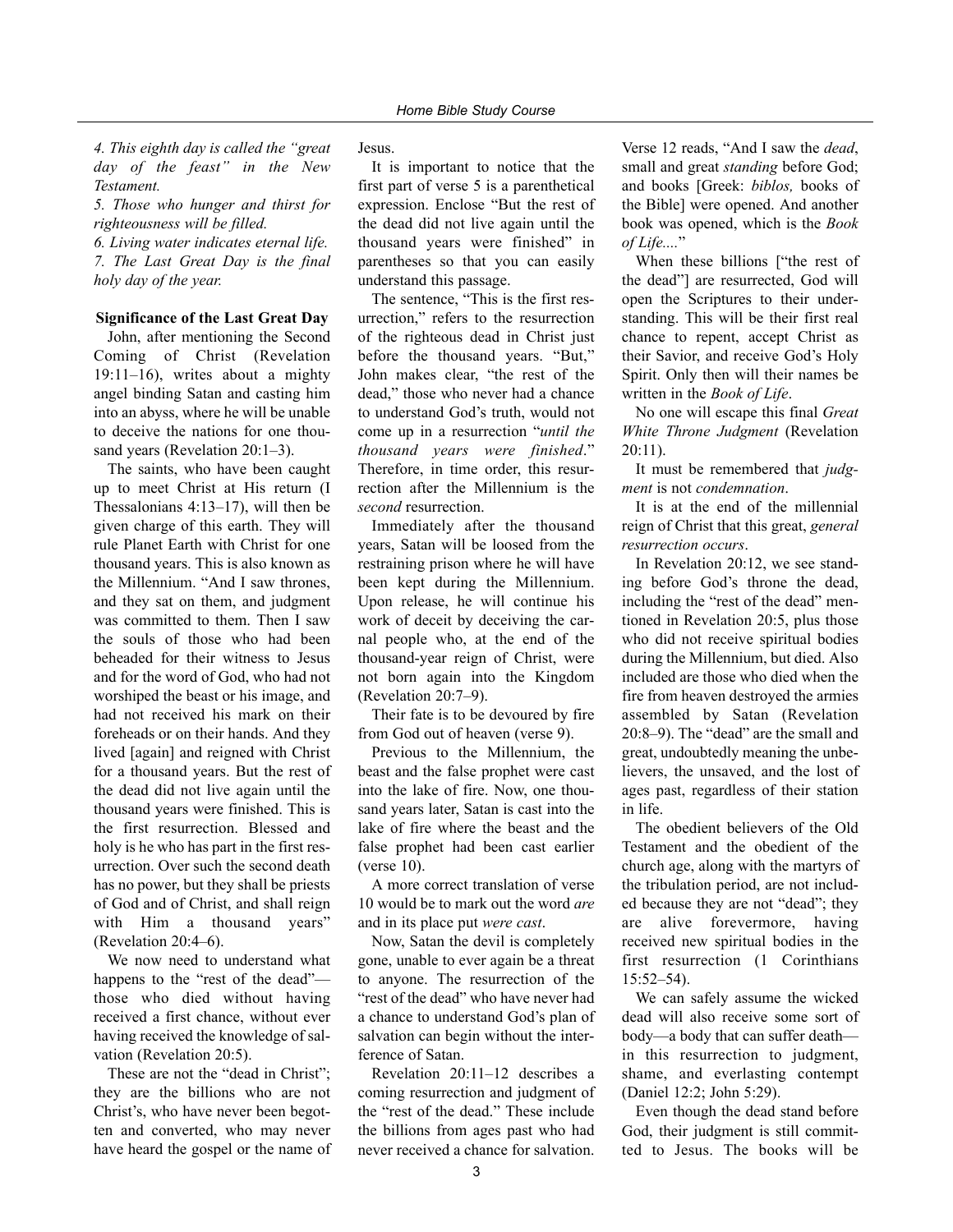*4. This eighth day is called the "great day of the feast" in the New Testament.*

*5. Those who hunger and thirst for righteousness will be filled.*

*6. Living water indicates eternal life.*

*7. The Last Great Day is the final holy day of the year.*

**Significance of the Last Great Day**

John, after mentioning the Second Coming of Christ (Revelation 19:11–16), writes about a mighty angel binding Satan and casting him into an abyss, where he will be unable to deceive the nations for one thousand years (Revelation 20:1–3).

The saints, who have been caught up to meet Christ at His return (I Thessalonians 4:13–17), will then be given charge of this earth. They will rule Planet Earth with Christ for one thousand years. This is also known as the Millennium. "And I saw thrones, and they sat on them, and judgment was committed to them. Then I saw the souls of those who had been beheaded for their witness to Jesus and for the word of God, who had not worshiped the beast or his image, and had not received his mark on their foreheads or on their hands. And they lived [again] and reigned with Christ for a thousand years. But the rest of the dead did not live again until the thousand years were finished. This is the first resurrection. Blessed and holy is he who has part in the first resurrection. Over such the second death has no power, but they shall be priests of God and of Christ, and shall reign with Him a thousand years" (Revelation 20:4–6).

We now need to understand what happens to the "rest of the dead"—those who died without having received a first chance, without ever having received the knowledge of salvation (Revelation 20:5).

These are not the "dead in Christ"; they are the billions who are not Christ's, who have never been begotten and converted, who may never have heard the gospel or the name of Jesus.

It is important to notice that the first part of verse 5 is a parenthetical expression. Enclose "But the rest of the dead did not live again until the thousand years were finished" in parentheses so that you can easily understand this passage.

The sentence, "This is the first resurrection," refers to the resurrection of the righteous dead in Christ just before the thousand years. "But," John makes clear, "the rest of the dead," those who never had a chance to understand God's truth, would not come up in a resurrection "*until the thousand years were finished*." Therefore, in time order, this resurrection after the Millennium is the *second* resurrection.

Immediately after the thousand years, Satan will be loosed from the restraining prison where he will have been kept during the Millennium. Upon release, he will continue his work of deceit by deceiving the carnal people who, at the end of the thousand-year reign of Christ, were not born again into the Kingdom (Revelation 20:7–9).

Their fate is to be devoured by fire from God out of heaven (verse 9).

Previous to the Millennium, the beast and the false prophet were cast into the lake of fire. Now, one thousand years later, Satan is cast into the lake of fire where the beast and the false prophet had been cast earlier (verse 10).

A more correct translation of verse 10 would be to mark out the word *are* and in its place put *were cast*.

Now, Satan the devil is completely gone, unable to ever again be a threat to anyone. The resurrection of the "rest of the dead" who have never had a chance to understand God's plan of salvation can begin without the interference of Satan.

Revelation 20:11–12 describes a coming resurrection and judgment of the "rest of the dead." These include the billions from ages past who had never received a chance for salvation. Verse 12 reads, "And I saw the *dead*, small and great *standing* before God; and books [Greek: *biblos,* books of the Bible] were opened. And another book was opened, which is the *Book of Life....*"

When these billions ["the rest of the dead"] are resurrected, God will open the Scriptures to their understanding. This will be their first real chance to repent, accept Christ as their Savior, and receive God's Holy Spirit. Only then will their names be written in the *Book of Life*.

No one will escape this final *Great White Throne Judgment* (Revelation 20:11).

It must be remembered that *judgment* is not *condemnation*.

It is at the end of the millennial reign of Christ that this great, *general resurrection occurs*.

In Revelation 20:12, we see standing before God's throne the dead, including the "rest of the dead" mentioned in Revelation 20:5, plus those who did not receive spiritual bodies during the Millennium, but died. Also included are those who died when the fire from heaven destroyed the armies assembled by Satan (Revelation 20:8–9). The "dead" are the small and great, undoubtedly meaning the unbelievers, the unsaved, and the lost of ages past, regardless of their station in life.

The obedient believers of the Old Testament and the obedient of the church age, along with the martyrs of the tribulation period, are not included because they are not "dead"; they are alive forevermore, having received new spiritual bodies in the first resurrection (1 Corinthians 15:52–54).

We can safely assume the wicked dead will also receive some sort of body—a body that can suffer death—in this resurrection to judgment, shame, and everlasting contempt (Daniel 12:2; John 5:29).

Even though the dead stand before God, their judgment is still committed to Jesus. The books will be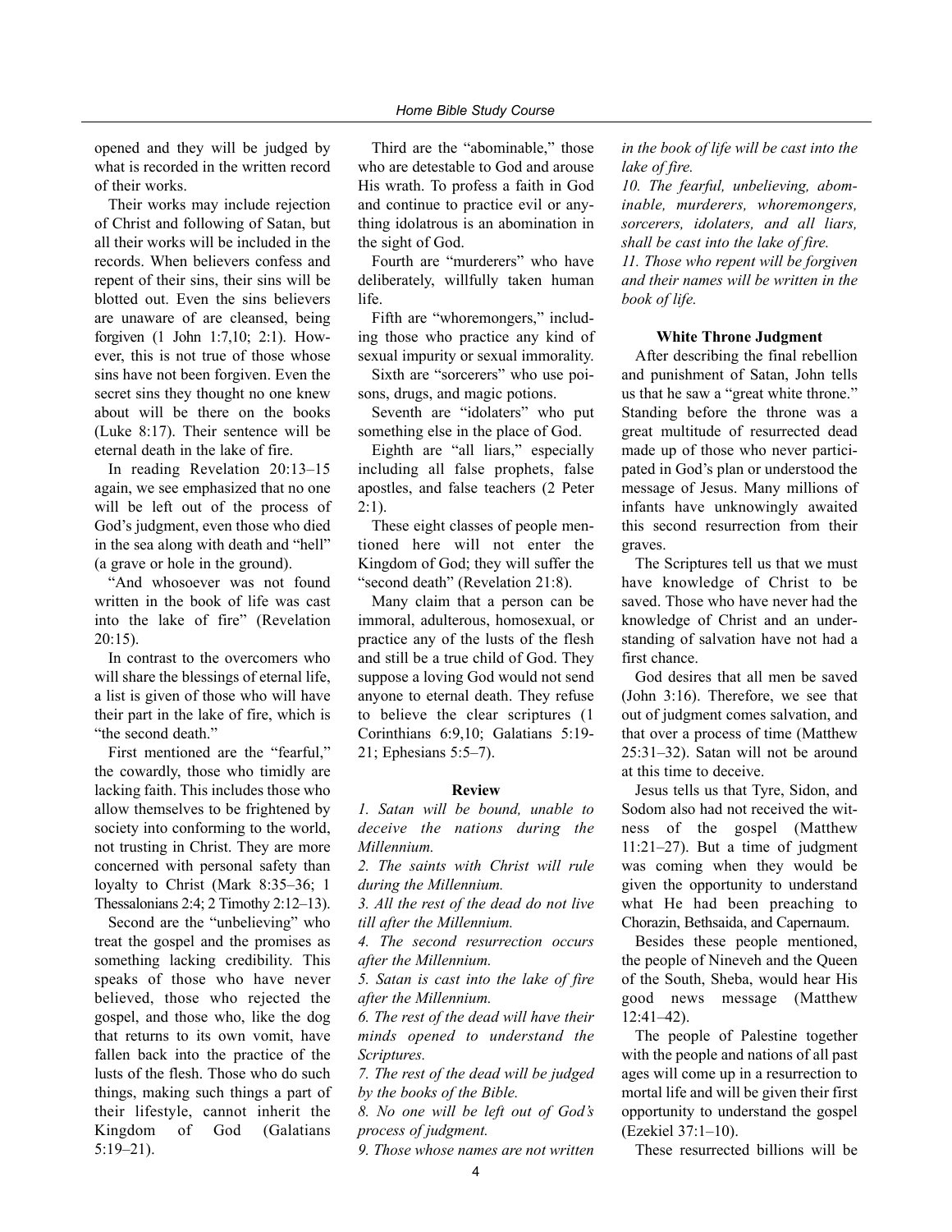opened and they will be judged by what is recorded in the written record of their works.

Their works may include rejection of Christ and following of Satan, but all their works will be included in the records. When believers confess and repent of their sins, their sins will be blotted out. Even the sins believers are unaware of are cleansed, being forgiven (1 John 1:7,10; 2:1). However, this is not true of those whose sins have not been forgiven. Even the secret sins they thought no one knew about will be there on the books (Luke 8:17). Their sentence will be eternal death in the lake of fire.

In reading Revelation 20:13–15 again, we see emphasized that no one will be left out of the process of God's judgment, even those who died in the sea along with death and "hell" (a grave or hole in the ground).

"And whosoever was not found written in the book of life was cast into the lake of fire" (Revelation 20:15).

In contrast to the overcomers who will share the blessings of eternal life, a list is given of those who will have their part in the lake of fire, which is "the second death."

First mentioned are the "fearful," the cowardly, those who timidly are lacking faith. This includes those who allow themselves to be frightened by society into conforming to the world, not trusting in Christ. They are more concerned with personal safety than loyalty to Christ (Mark 8:35–36; 1 Thessalonians 2:4; 2 Timothy 2:12–13).

Second are the "unbelieving" who treat the gospel and the promises as something lacking credibility. This speaks of those who have never believed, those who rejected the gospel, and those who, like the dog that returns to its own vomit, have fallen back into the practice of the lusts of the flesh. Those who do such things, making such things a part of their lifestyle, cannot inherit the Kingdom of God (Galatians 5:19–21).

Third are the "abominable," those who are detestable to God and arouse His wrath. To profess a faith in God and continue to practice evil or anything idolatrous is an abomination in the sight of God.

Fourth are "murderers" who have deliberately, willfully taken human life.

Fifth are "whoremongers," including those who practice any kind of sexual impurity or sexual immorality.

Sixth are "sorcerers" who use poisons, drugs, and magic potions.

Seventh are "idolaters" who put something else in the place of God.

Eighth are "all liars," especially including all false prophets, false apostles, and false teachers (2 Peter 2:1).

These eight classes of people mentioned here will not enter the Kingdom of God; they will suffer the "second death" (Revelation 21:8).

Many claim that a person can be immoral, adulterous, homosexual, or practice any of the lusts of the flesh and still be a true child of God. They suppose a loving God would not send anyone to eternal death. They refuse to believe the clear scriptures (1 Corinthians 6:9,10; Galatians 5:19-21; Ephesians 5:5–7).

**Review**

*1. Satan will be bound, unable to deceive the nations during the Millennium.*

*2. The saints with Christ will rule during the Millennium.*

*3. All the rest of the dead do not live till after the Millennium.*

*4. The second resurrection occurs after the Millennium.*

*5. Satan is cast into the lake of fire after the Millennium.*

*6. The rest of the dead will have their minds opened to understand the Scriptures.*

*7. The rest of the dead will be judged by the books of the Bible.*

*8. No one will be left out of God's process of judgment.*

*9. Those whose names are not written in the book of life will be cast into the lake of fire.*

*10. The fearful, unbelieving, abominable, murderers, whoremongers, sorcerers, idolaters, and all liars, shall be cast into the lake of fire.*

*11. Those who repent will be forgiven and their names will be written in the book of life.*

**White Throne Judgment**

After describing the final rebellion and punishment of Satan, John tells us that he saw a "great white throne." Standing before the throne was a great multitude of resurrected dead made up of those who never participated in God's plan or understood the message of Jesus. Many millions of infants have unknowingly awaited this second resurrection from their graves.

The Scriptures tell us that we must have knowledge of Christ to be saved. Those who have never had the knowledge of Christ and an understanding of salvation have not had a first chance.

God desires that all men be saved (John 3:16). Therefore, we see that out of judgment comes salvation, and that over a process of time (Matthew 25:31–32). Satan will not be around at this time to deceive.

Jesus tells us that Tyre, Sidon, and Sodom also had not received the witness of the gospel (Matthew 11:21–27). But a time of judgment was coming when they would be given the opportunity to understand what He had been preaching to Chorazin, Bethsaida, and Capernaum.

Besides these people mentioned, the people of Nineveh and the Queen of the South, Sheba, would hear His good news message (Matthew 12:41–42).

The people of Palestine together with the people and nations of all past ages will come up in a resurrection to mortal life and will be given their first opportunity to understand the gospel (Ezekiel 37:1–10).

These resurrected billions will be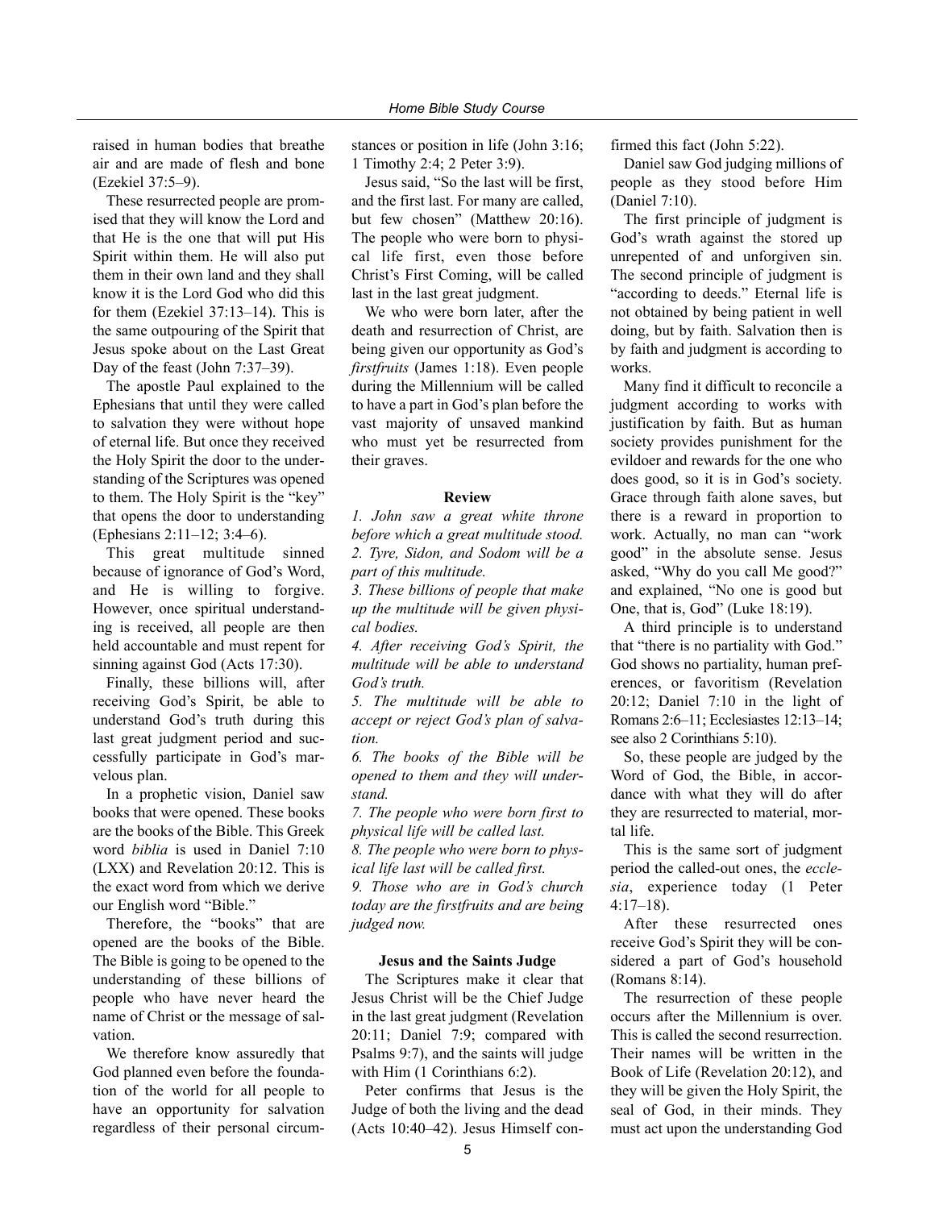raised in human bodies that breathe air and are made of flesh and bone (Ezekiel 37:5–9).

These resurrected people are promised that they will know the Lord and that He is the one that will put His Spirit within them. He will also put them in their own land and they shall know it is the Lord God who did this for them (Ezekiel 37:13–14). This is the same outpouring of the Spirit that Jesus spoke about on the Last Great Day of the feast (John 7:37–39).

The apostle Paul explained to the Ephesians that until they were called to salvation they were without hope of eternal life. But once they received the Holy Spirit the door to the understanding of the Scriptures was opened to them. The Holy Spirit is the "key" that opens the door to understanding (Ephesians 2:11–12; 3:4–6).

This great multitude sinned because of ignorance of God's Word, and He is willing to forgive. However, once spiritual understanding is received, all people are then held accountable and must repent for sinning against God (Acts 17:30).

Finally, these billions will, after receiving God's Spirit, be able to understand God's truth during this last great judgment period and successfully participate in God's marvelous plan.

In a prophetic vision, Daniel saw books that were opened. These books are the books of the Bible. This Greek word *biblia* is used in Daniel 7:10 (LXX) and Revelation 20:12. This is the exact word from which we derive our English word "Bible."

Therefore, the "books" that are opened are the books of the Bible. The Bible is going to be opened to the understanding of these billions of people who have never heard the name of Christ or the message of salvation.

We therefore know assuredly that God planned even before the foundation of the world for all people to have an opportunity for salvation regardless of their personal circumstances or position in life (John 3:16; 1 Timothy 2:4; 2 Peter 3:9).

Jesus said, "So the last will be first, and the first last. For many are called, but few chosen" (Matthew 20:16). The people who were born to physical life first, even those before Christ's First Coming, will be called last in the last great judgment.

We who were born later, after the death and resurrection of Christ, are being given our opportunity as God's *firstfruits* (James 1:18). Even people during the Millennium will be called to have a part in God's plan before the vast majority of unsaved mankind who must yet be resurrected from their graves.

**Review**

*1. John saw a great white throne before which a great multitude stood.*
*2. Tyre, Sidon, and Sodom will be a part of this multitude.*
*3. These billions of people that make up the multitude will be given physical bodies.*
*4. After receiving God's Spirit, the multitude will be able to understand God's truth.*
*5. The multitude will be able to accept or reject God's plan of salvation.*
*6. The books of the Bible will be opened to them and they will understand.*
*7. The people who were born first to physical life will be called last.*
*8. The people who were born to physical life last will be called first.*
*9. Those who are in God's church today are the firstfruits and are being judged now.*

**Jesus and the Saints Judge**

The Scriptures make it clear that Jesus Christ will be the Chief Judge in the last great judgment (Revelation 20:11; Daniel 7:9; compared with Psalms 9:7), and the saints will judge with Him (1 Corinthians 6:2).

Peter confirms that Jesus is the Judge of both the living and the dead (Acts 10:40–42). Jesus Himself confirmed this fact (John 5:22).

Daniel saw God judging millions of people as they stood before Him (Daniel 7:10).

The first principle of judgment is God's wrath against the stored up unrepented of and unforgiven sin. The second principle of judgment is "according to deeds." Eternal life is not obtained by being patient in well doing, but by faith. Salvation then is by faith and judgment is according to works.

Many find it difficult to reconcile a judgment according to works with justification by faith. But as human society provides punishment for the evildoer and rewards for the one who does good, so it is in God's society. Grace through faith alone saves, but there is a reward in proportion to work. Actually, no man can "work good" in the absolute sense. Jesus asked, "Why do you call Me good?" and explained, "No one is good but One, that is, God" (Luke 18:19).

A third principle is to understand that "there is no partiality with God." God shows no partiality, human preferences, or favoritism (Revelation 20:12; Daniel 7:10 in the light of Romans 2:6–11; Ecclesiastes 12:13–14; see also 2 Corinthians 5:10).

So, these people are judged by the Word of God, the Bible, in accordance with what they will do after they are resurrected to material, mortal life.

This is the same sort of judgment period the called-out ones, the *ecclesia*, experience today (1 Peter 4:17–18).

After these resurrected ones receive God's Spirit they will be considered a part of God's household (Romans 8:14).

The resurrection of these people occurs after the Millennium is over. This is called the second resurrection. Their names will be written in the Book of Life (Revelation 20:12), and they will be given the Holy Spirit, the seal of God, in their minds. They must act upon the understanding God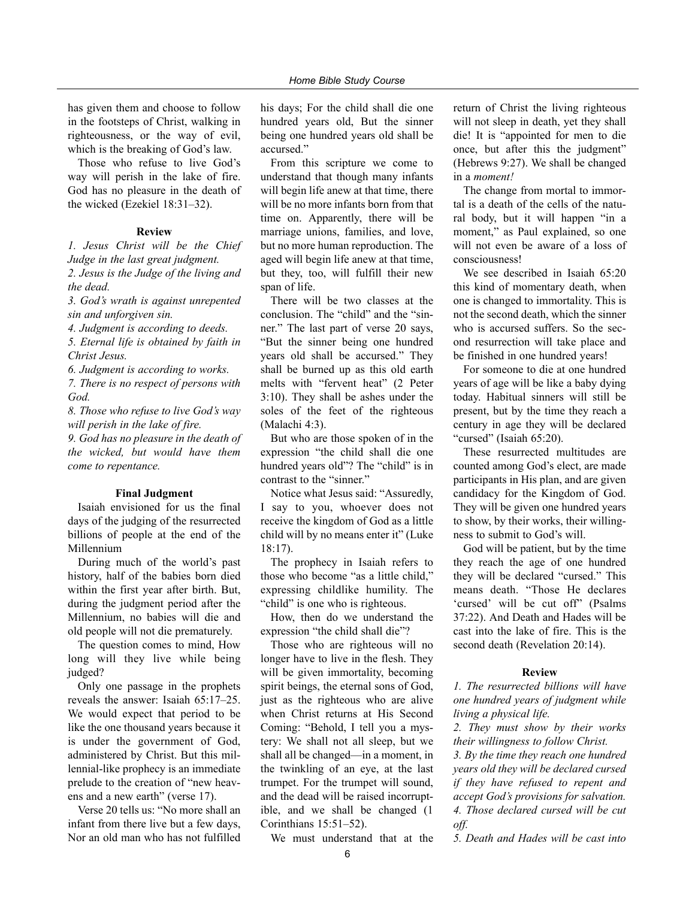has given them and choose to follow in the footsteps of Christ, walking in righteousness, or the way of evil, which is the breaking of God's law.

Those who refuse to live God's way will perish in the lake of fire. God has no pleasure in the death of the wicked (Ezekiel 18:31–32).

**Review**

*1. Jesus Christ will be the Chief Judge in the last great judgment.*

*2. Jesus is the Judge of the living and the dead.*

*3. God's wrath is against unrepented sin and unforgiven sin.*

*4. Judgment is according to deeds.*

*5. Eternal life is obtained by faith in Christ Jesus.*

*6. Judgment is according to works.*

*7. There is no respect of persons with God.*

*8. Those who refuse to live God's way will perish in the lake of fire.*

*9. God has no pleasure in the death of the wicked, but would have them come to repentance.*

**Final Judgment**

Isaiah envisioned for us the final days of the judging of the resurrected billions of people at the end of the Millennium

During much of the world's past history, half of the babies born died within the first year after birth. But, during the judgment period after the Millennium, no babies will die and old people will not die prematurely.

The question comes to mind, How long will they live while being judged?

Only one passage in the prophets reveals the answer: Isaiah 65:17–25. We would expect that period to be like the one thousand years because it is under the government of God, administered by Christ. But this millennial-like prophecy is an immediate prelude to the creation of "new heavens and a new earth" (verse 17).

Verse 20 tells us: "No more shall an infant from there live but a few days, Nor an old man who has not fulfilled his days; For the child shall die one hundred years old, But the sinner being one hundred years old shall be accursed."

From this scripture we come to understand that though many infants will begin life anew at that time, there will be no more infants born from that time on. Apparently, there will be marriage unions, families, and love, but no more human reproduction. The aged will begin life anew at that time, but they, too, will fulfill their new span of life.

There will be two classes at the conclusion. The "child" and the "sinner." The last part of verse 20 says, "But the sinner being one hundred years old shall be accursed." They shall be burned up as this old earth melts with "fervent heat" (2 Peter 3:10). They shall be ashes under the soles of the feet of the righteous (Malachi 4:3).

But who are those spoken of in the expression "the child shall die one hundred years old"? The "child" is in contrast to the "sinner."

Notice what Jesus said: "Assuredly, I say to you, whoever does not receive the kingdom of God as a little child will by no means enter it" (Luke 18:17).

The prophecy in Isaiah refers to those who become "as a little child," expressing childlike humility. The "child" is one who is righteous.

How, then do we understand the expression "the child shall die"?

Those who are righteous will no longer have to live in the flesh. They will be given immortality, becoming spirit beings, the eternal sons of God, just as the righteous who are alive when Christ returns at His Second Coming: "Behold, I tell you a mystery: We shall not all sleep, but we shall all be changed—in a moment, in the twinkling of an eye, at the last trumpet. For the trumpet will sound, and the dead will be raised incorruptible, and we shall be changed (1 Corinthians 15:51–52).

We must understand that at the return of Christ the living righteous will not sleep in death, yet they shall die! It is "appointed for men to die once, but after this the judgment" (Hebrews 9:27). We shall be changed in a *moment!*

The change from mortal to immortal is a death of the cells of the natural body, but it will happen "in a moment," as Paul explained, so one will not even be aware of a loss of consciousness!

We see described in Isaiah 65:20 this kind of momentary death, when one is changed to immortality. This is not the second death, which the sinner who is accursed suffers. So the second resurrection will take place and be finished in one hundred years!

For someone to die at one hundred years of age will be like a baby dying today. Habitual sinners will still be present, but by the time they reach a century in age they will be declared "cursed" (Isaiah 65:20).

These resurrected multitudes are counted among God's elect, are made participants in His plan, and are given candidacy for the Kingdom of God. They will be given one hundred years to show, by their works, their willingness to submit to God's will.

God will be patient, but by the time they reach the age of one hundred they will be declared "cursed." This means death. "Those He declares 'cursed' will be cut off" (Psalms 37:22). And Death and Hades will be cast into the lake of fire. This is the second death (Revelation 20:14).

**Review**

*1. The resurrected billions will have one hundred years of judgment while living a physical life.*

*2. They must show by their works their willingness to follow Christ.*

*3. By the time they reach one hundred years old they will be declared cursed if they have refused to repent and accept God's provisions for salvation.*

*4. Those declared cursed will be cut off.*

*5. Death and Hades will be cast into*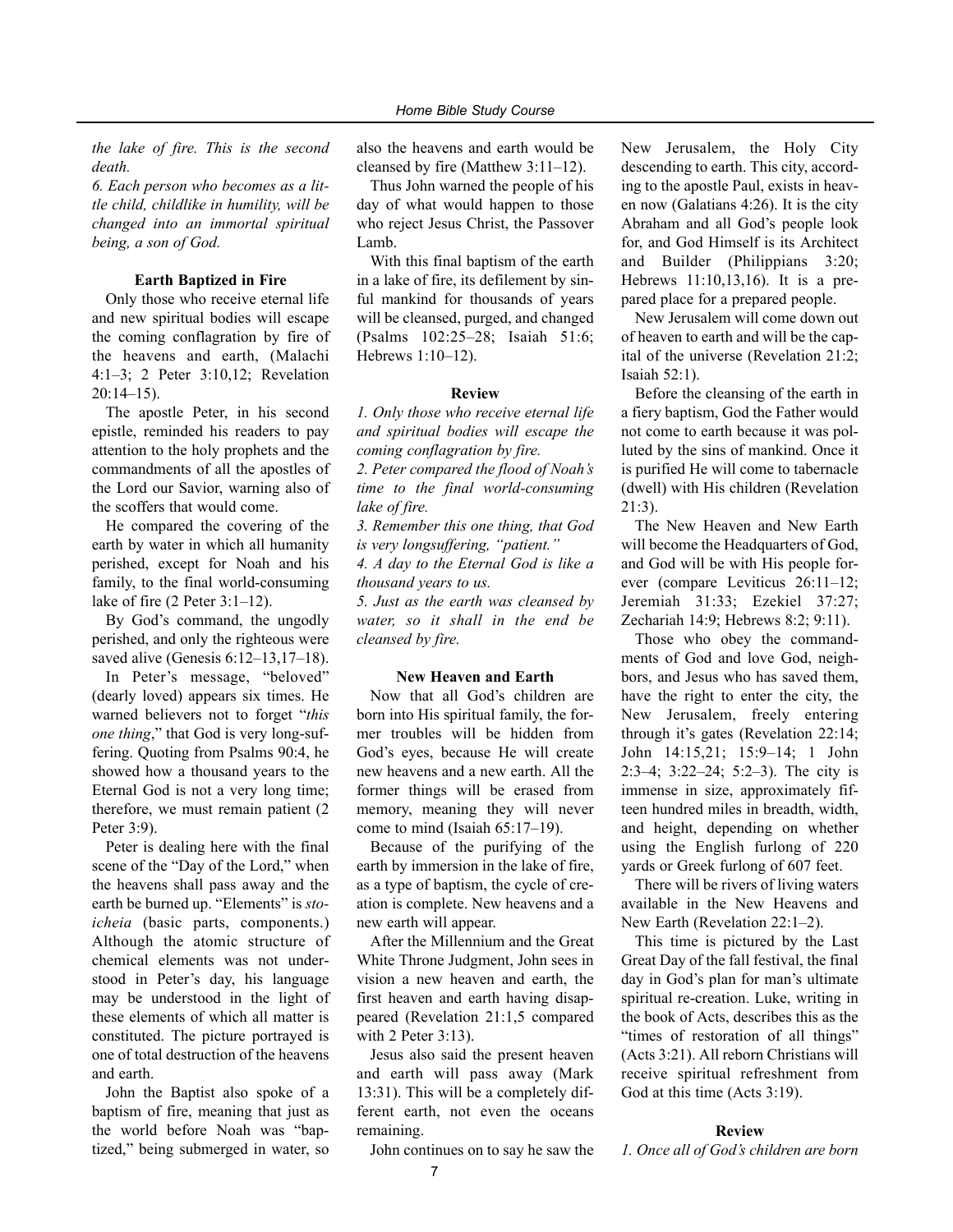*the lake of fire. This is the second death.*

*6. Each person who becomes as a little child, childlike in humility, will be changed into an immortal spiritual being, a son of God.*

### Earth Baptized in Fire

Only those who receive eternal life and new spiritual bodies will escape the coming conflagration by fire of the heavens and earth, (Malachi 4:1–3; 2 Peter 3:10,12; Revelation 20:14–15).

The apostle Peter, in his second epistle, reminded his readers to pay attention to the holy prophets and the commandments of all the apostles of the Lord our Savior, warning also of the scoffers that would come.

He compared the covering of the earth by water in which all humanity perished, except for Noah and his family, to the final world-consuming lake of fire (2 Peter 3:1–12).

By God's command, the ungodly perished, and only the righteous were saved alive (Genesis 6:12–13,17–18).

In Peter's message, "beloved" (dearly loved) appears six times. He warned believers not to forget "*this one thing*," that God is very long-suffering. Quoting from Psalms 90:4, he showed how a thousand years to the Eternal God is not a very long time; therefore, we must remain patient (2 Peter 3:9).

Peter is dealing here with the final scene of the "Day of the Lord," when the heavens shall pass away and the earth be burned up. "Elements" is *stoicheia* (basic parts, components.) Although the atomic structure of chemical elements was not understood in Peter's day, his language may be understood in the light of these elements of which all matter is constituted. The picture portrayed is one of total destruction of the heavens and earth.

John the Baptist also spoke of a baptism of fire, meaning that just as the world before Noah was "baptized," being submerged in water, so also the heavens and earth would be cleansed by fire (Matthew 3:11–12).

Thus John warned the people of his day of what would happen to those who reject Jesus Christ, the Passover Lamb.

With this final baptism of the earth in a lake of fire, its defilement by sinful mankind for thousands of years will be cleansed, purged, and changed (Psalms 102:25–28; Isaiah 51:6; Hebrews 1:10–12).

### Review

*1. Only those who receive eternal life and spiritual bodies will escape the coming conflagration by fire.*

*2. Peter compared the flood of Noah's time to the final world-consuming lake of fire.*

*3. Remember this one thing, that God is very longsuffering, "patient."*

*4. A day to the Eternal God is like a thousand years to us.*

*5. Just as the earth was cleansed by water, so it shall in the end be cleansed by fire.*

### New Heaven and Earth

Now that all God's children are born into His spiritual family, the former troubles will be hidden from God's eyes, because He will create new heavens and a new earth. All the former things will be erased from memory, meaning they will never come to mind (Isaiah 65:17–19).

Because of the purifying of the earth by immersion in the lake of fire, as a type of baptism, the cycle of creation is complete. New heavens and a new earth will appear.

After the Millennium and the Great White Throne Judgment, John sees in vision a new heaven and earth, the first heaven and earth having disappeared (Revelation 21:1,5 compared with 2 Peter 3:13).

Jesus also said the present heaven and earth will pass away (Mark 13:31). This will be a completely different earth, not even the oceans remaining.

John continues on to say he saw the New Jerusalem, the Holy City descending to earth. This city, according to the apostle Paul, exists in heaven now (Galatians 4:26). It is the city Abraham and all God's people look for, and God Himself is its Architect and Builder (Philippians 3:20; Hebrews 11:10,13,16). It is a prepared place for a prepared people.

New Jerusalem will come down out of heaven to earth and will be the capital of the universe (Revelation 21:2; Isaiah 52:1).

Before the cleansing of the earth in a fiery baptism, God the Father would not come to earth because it was polluted by the sins of mankind. Once it is purified He will come to tabernacle (dwell) with His children (Revelation 21:3).

The New Heaven and New Earth will become the Headquarters of God, and God will be with His people forever (compare Leviticus 26:11–12; Jeremiah 31:33; Ezekiel 37:27; Zechariah 14:9; Hebrews 8:2; 9:11).

Those who obey the commandments of God and love God, neighbors, and Jesus who has saved them, have the right to enter the city, the New Jerusalem, freely entering through it's gates (Revelation 22:14; John 14:15,21; 15:9–14; 1 John 2:3–4; 3:22–24; 5:2–3). The city is immense in size, approximately fifteen hundred miles in breadth, width, and height, depending on whether using the English furlong of 220 yards or Greek furlong of 607 feet.

There will be rivers of living waters available in the New Heavens and New Earth (Revelation 22:1–2).

This time is pictured by the Last Great Day of the fall festival, the final day in God's plan for man's ultimate spiritual re-creation. Luke, writing in the book of Acts, describes this as the "times of restoration of all things" (Acts 3:21). All reborn Christians will receive spiritual refreshment from God at this time (Acts 3:19).

### Review

*1. Once all of God's children are born*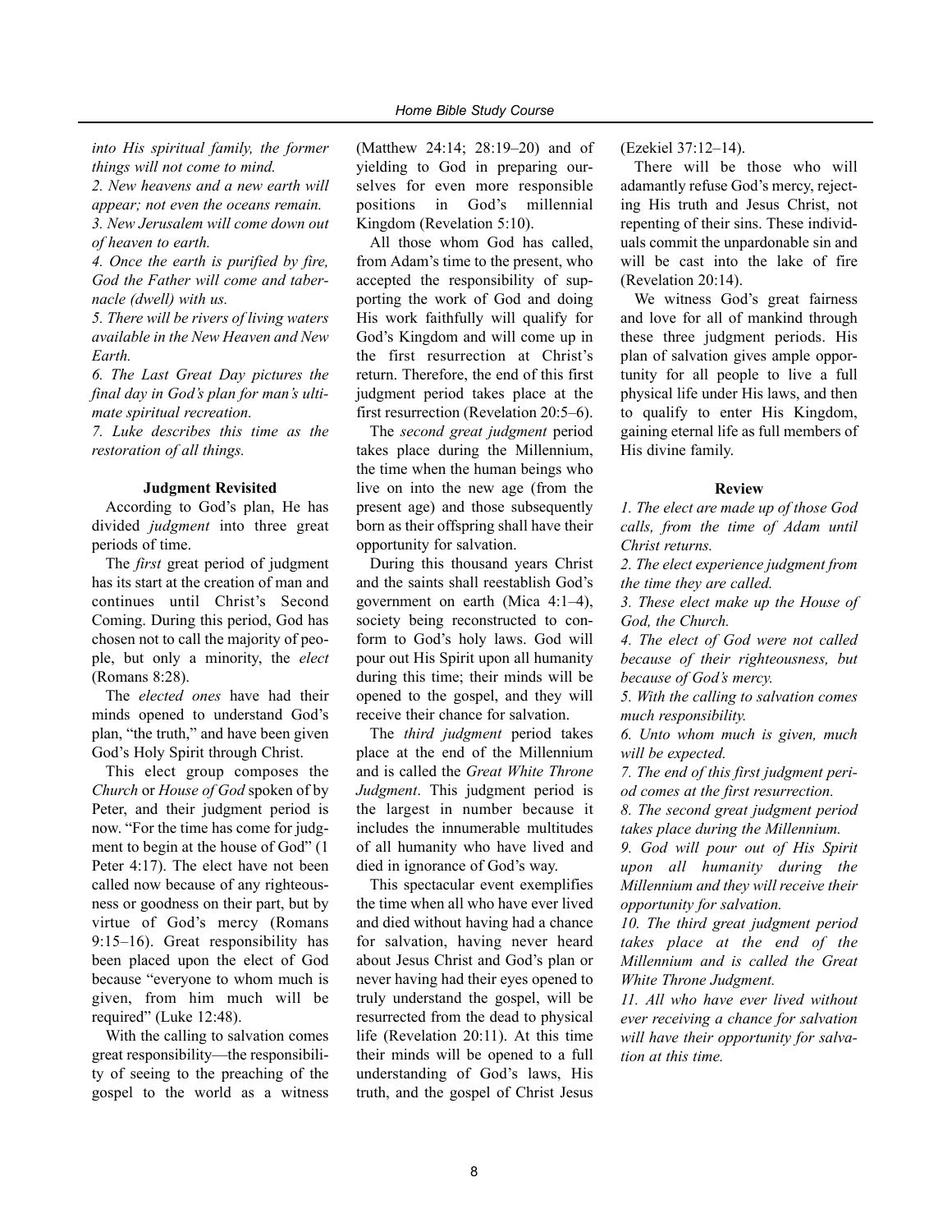*into His spiritual family, the former things will not come to mind.*

*2. New heavens and a new earth will appear; not even the oceans remain.*

*3. New Jerusalem will come down out of heaven to earth.*

*4. Once the earth is purified by fire, God the Father will come and tabernacle (dwell) with us.*

*5. There will be rivers of living waters available in the New Heaven and New Earth.*

*6. The Last Great Day pictures the final day in God's plan for man's ultimate spiritual recreation.*

*7. Luke describes this time as the restoration of all things.*

**Judgment Revisited**

According to God's plan, He has divided *judgment* into three great periods of time.

The *first* great period of judgment has its start at the creation of man and continues until Christ's Second Coming. During this period, God has chosen not to call the majority of people, but only a minority, the *elect* (Romans 8:28).

The *elected ones* have had their minds opened to understand God's plan, "the truth," and have been given God's Holy Spirit through Christ.

This elect group composes the *Church* or *House of God* spoken of by Peter, and their judgment period is now. "For the time has come for judgment to begin at the house of God" (1 Peter 4:17). The elect have not been called now because of any righteousness or goodness on their part, but by virtue of God's mercy (Romans 9:15–16). Great responsibility has been placed upon the elect of God because "everyone to whom much is given, from him much will be required" (Luke 12:48).

With the calling to salvation comes great responsibility—the responsibility of seeing to the preaching of the gospel to the world as a witness (Matthew 24:14; 28:19–20) and of yielding to God in preparing ourselves for even more responsible positions in God's millennial Kingdom (Revelation 5:10).

All those whom God has called, from Adam's time to the present, who accepted the responsibility of supporting the work of God and doing His work faithfully will qualify for God's Kingdom and will come up in the first resurrection at Christ's return. Therefore, the end of this first judgment period takes place at the first resurrection (Revelation 20:5–6).

The *second great judgment* period takes place during the Millennium, the time when the human beings who live on into the new age (from the present age) and those subsequently born as their offspring shall have their opportunity for salvation.

During this thousand years Christ and the saints shall reestablish God's government on earth (Mica 4:1–4), society being reconstructed to conform to God's holy laws. God will pour out His Spirit upon all humanity during this time; their minds will be opened to the gospel, and they will receive their chance for salvation.

The *third judgment* period takes place at the end of the Millennium and is called the *Great White Throne Judgment*. This judgment period is the largest in number because it includes the innumerable multitudes of all humanity who have lived and died in ignorance of God's way.

This spectacular event exemplifies the time when all who have ever lived and died without having had a chance for salvation, having never heard about Jesus Christ and God's plan or never having had their eyes opened to truly understand the gospel, will be resurrected from the dead to physical life (Revelation 20:11). At this time their minds will be opened to a full understanding of God's laws, His truth, and the gospel of Christ Jesus (Ezekiel 37:12–14).

There will be those who will adamantly refuse God's mercy, rejecting His truth and Jesus Christ, not repenting of their sins. These individuals commit the unpardonable sin and will be cast into the lake of fire (Revelation 20:14).

We witness God's great fairness and love for all of mankind through these three judgment periods. His plan of salvation gives ample opportunity for all people to live a full physical life under His laws, and then to qualify to enter His Kingdom, gaining eternal life as full members of His divine family.

**Review**

*1. The elect are made up of those God calls, from the time of Adam until Christ returns.*

*2. The elect experience judgment from the time they are called.*

*3. These elect make up the House of God, the Church.*

*4. The elect of God were not called because of their righteousness, but because of God's mercy.*

*5. With the calling to salvation comes much responsibility.*

*6. Unto whom much is given, much will be expected.*

*7. The end of this first judgment period comes at the first resurrection.*

*8. The second great judgment period takes place during the Millennium.*

*9. God will pour out of His Spirit upon all humanity during the Millennium and they will receive their opportunity for salvation.*

*10. The third great judgment period takes place at the end of the Millennium and is called the Great White Throne Judgment.*

*11. All who have ever lived without ever receiving a chance for salvation will have their opportunity for salvation at this time.*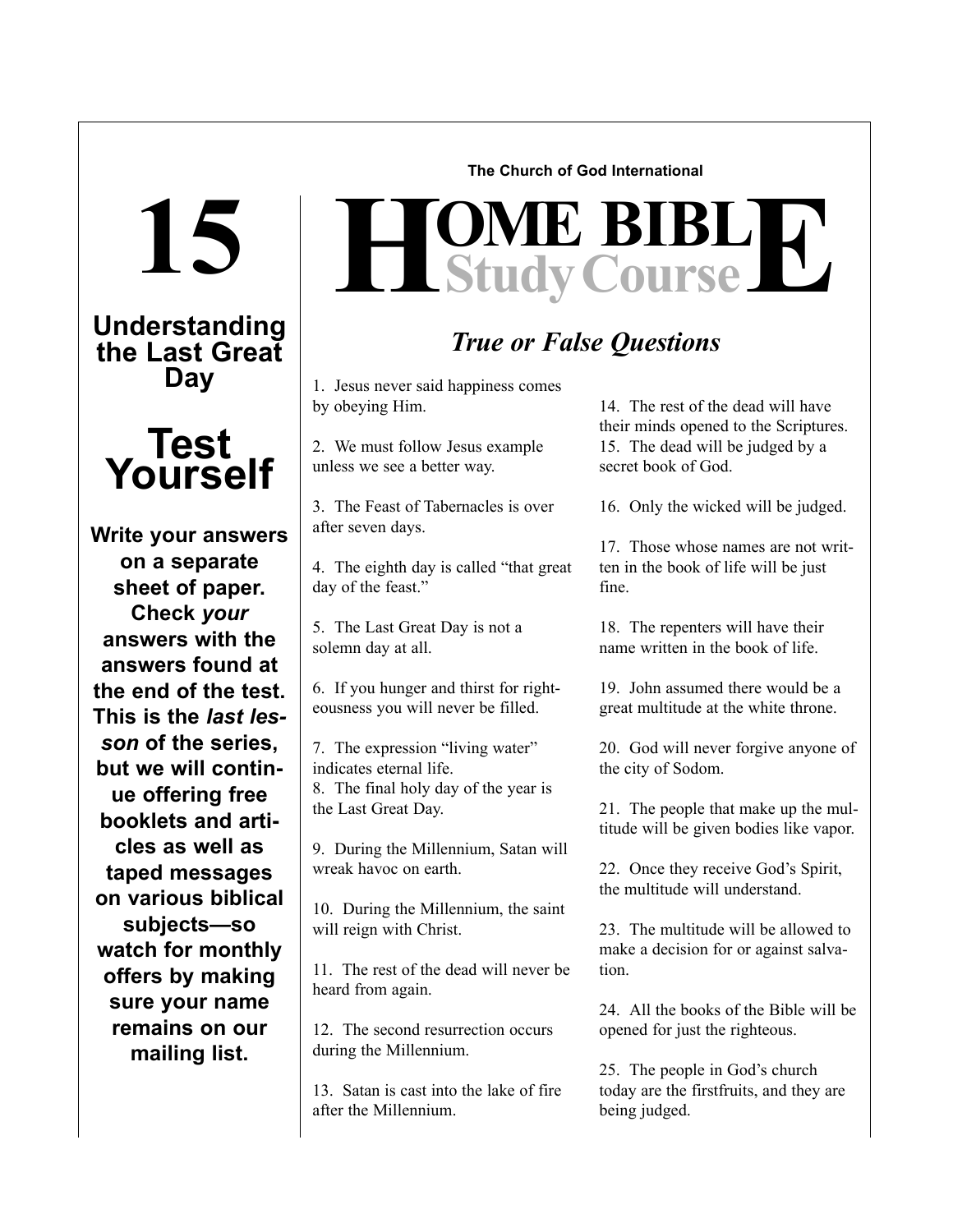# 15

## Understanding the Last Great Day

## Test Yourself

**Write your answers on a separate sheet of paper. Check *your* answers with the answers found at the end of the test. This is the *last lesson* of the series, but we will continue offering free booklets and articles as well as taped messages on various biblical subjects—so watch for monthly offers by making sure your name remains on our mailing list.**

**The Church of God International**

# HOME BIBLE Study Course

## *True or False Questions*

1. Jesus never said happiness comes by obeying Him.

2. We must follow Jesus example unless we see a better way.

3. The Feast of Tabernacles is over after seven days.

4. The eighth day is called "that great day of the feast."

5. The Last Great Day is not a solemn day at all.

6. If you hunger and thirst for righteousness you will never be filled.

7. The expression "living water" indicates eternal life.

8. The final holy day of the year is the Last Great Day.

9. During the Millennium, Satan will wreak havoc on earth.

10. During the Millennium, the saint will reign with Christ.

11. The rest of the dead will never be heard from again.

12. The second resurrection occurs during the Millennium.

13. Satan is cast into the lake of fire after the Millennium.

14. The rest of the dead will have their minds opened to the Scriptures.

15. The dead will be judged by a secret book of God.

16. Only the wicked will be judged.

17. Those whose names are not written in the book of life will be just fine.

18. The repenters will have their name written in the book of life.

19. John assumed there would be a great multitude at the white throne.

20. God will never forgive anyone of the city of Sodom.

21. The people that make up the multitude will be given bodies like vapor.

22. Once they receive God's Spirit, the multitude will understand.

23. The multitude will be allowed to make a decision for or against salvation.

24. All the books of the Bible will be opened for just the righteous.

25. The people in God's church today are the firstfruits, and they are being judged.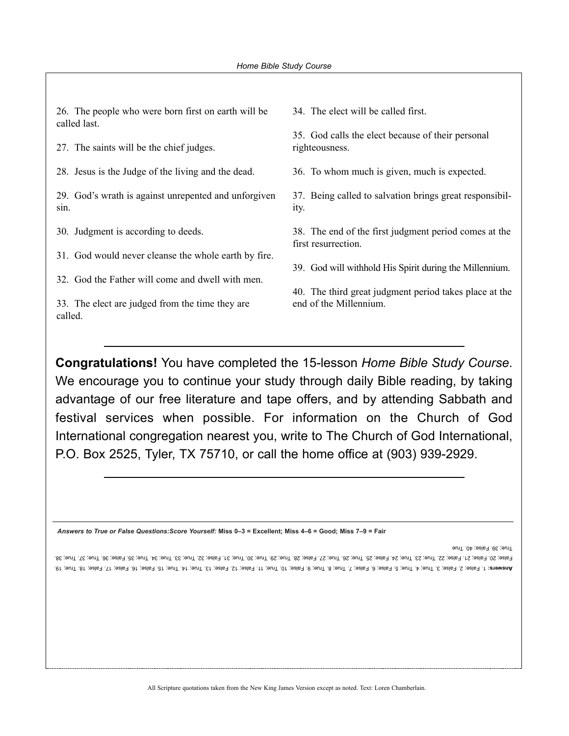26. The people who were born first on earth will be called last.

27. The saints will be the chief judges.

28. Jesus is the Judge of the living and the dead.

29. God's wrath is against unrepented and unforgiven sin.

30. Judgment is according to deeds.

31. God would never cleanse the whole earth by fire.

32. God the Father will come and dwell with men.

33. The elect are judged from the time they are called.

34. The elect will be called first.

35. God calls the elect because of their personal righteousness.

36. To whom much is given, much is expected.

37. Being called to salvation brings great responsibility.

38. The end of the first judgment period comes at the first resurrection.

39. God will withhold His Spirit during the Millennium.

40. The third great judgment period takes place at the end of the Millennium.

---

**Congratulations!** You have completed the 15-lesson *Home Bible Study Course*. We encourage you to continue your study through daily Bible reading, by taking advantage of our free literature and tape offers, and by attending Sabbath and festival services when possible. For information on the Church of God International congregation nearest you, write to The Church of God International, P.O. Box 2525, Tyler, TX 75710, or call the home office at (903) 939-2929.

---

***Answers to True or False Questions:Score Yourself:*** **Miss 0–3 = Excellent; Miss 4–6 = Good; Miss 7–9 = Fair**

**Answers:** 1. False; 2. False; 3. True; 4. True; 5. False; 6. False; 7. True; 8. True; 9. False; 10. True; 11. False; 12. False; 13. True; 14. True; 15. False; 16. False; 17. False; 18. True; 19. False; 20. False; 21. False; 22. True; 23. True; 24. False; 25. True; 26. True; 27. False; 28. True; 29. True; 30. True; 31. False; 32. True; 33. True; 34. True; 35. False; 36. True; 37. True; 38. True; 39. False; 40. True

All Scripture quotations taken from the New King James Version except as noted. Text: Loren Chamberlain.